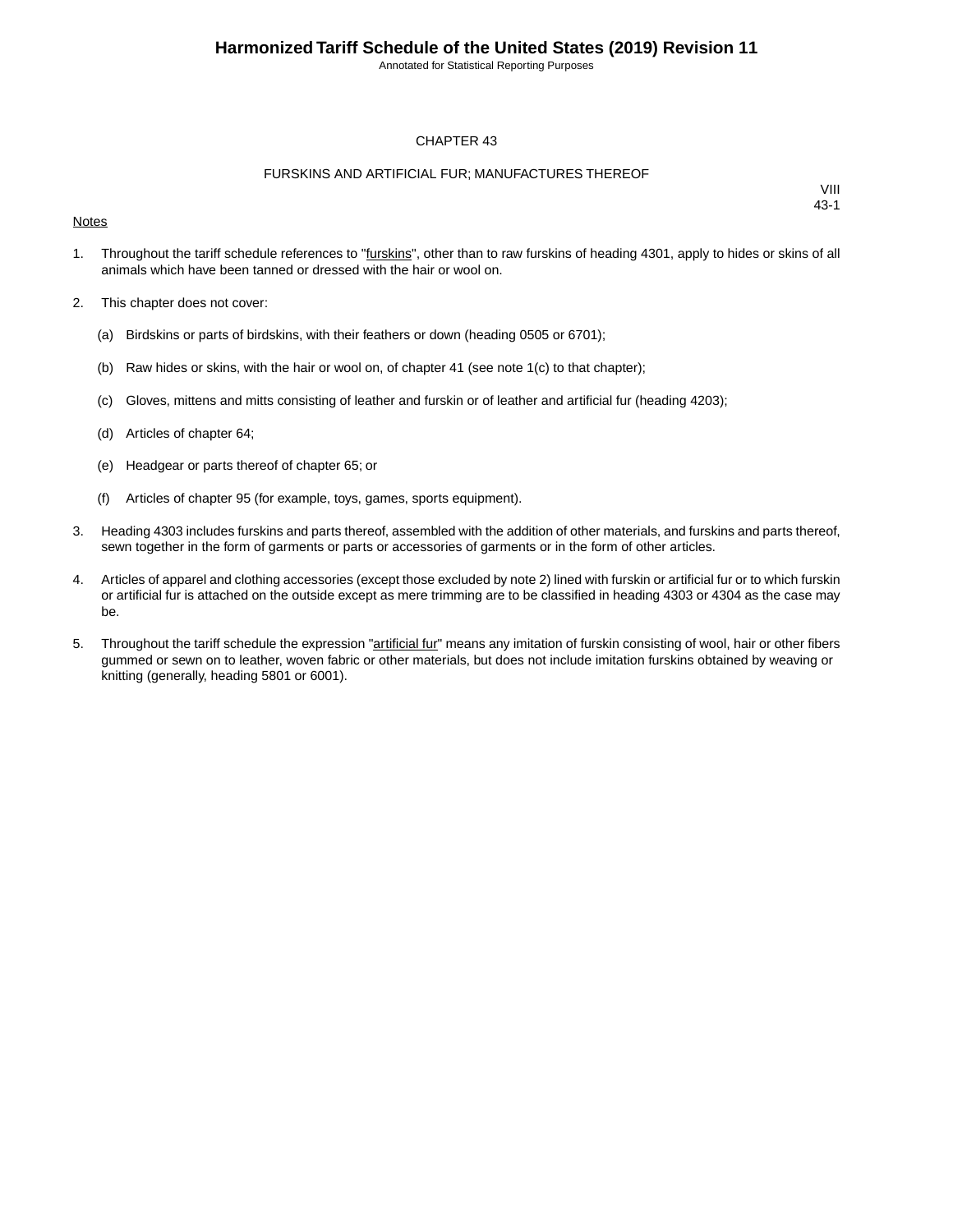# CHAPTER 43

## FURSKINS AND ARTIFICIAL FUR; MANUFACTURES THEREOF

VIII
43-1

Notes

1. Throughout the tariff schedule references to "furskins", other than to raw furskins of heading 4301, apply to hides or skins of all animals which have been tanned or dressed with the hair or wool on.

2. This chapter does not cover:

   (a) Birdskins or parts of birdskins, with their feathers or down (heading 0505 or 6701);

   (b) Raw hides or skins, with the hair or wool on, of chapter 41 (see note 1(c) to that chapter);

   (c) Gloves, mittens and mitts consisting of leather and furskin or of leather and artificial fur (heading 4203);

   (d) Articles of chapter 64;

   (e) Headgear or parts thereof of chapter 65; or

   (f) Articles of chapter 95 (for example, toys, games, sports equipment).

3. Heading 4303 includes furskins and parts thereof, assembled with the addition of other materials, and furskins and parts thereof, sewn together in the form of garments or parts or accessories of garments or in the form of other articles.

4. Articles of apparel and clothing accessories (except those excluded by note 2) lined with furskin or artificial fur or to which furskin or artificial fur is attached on the outside except as mere trimming are to be classified in heading 4303 or 4304 as the case may be.

5. Throughout the tariff schedule the expression "artificial fur" means any imitation of furskin consisting of wool, hair or other fibers gummed or sewn on to leather, woven fabric or other materials, but does not include imitation furskins obtained by weaving or knitting (generally, heading 5801 or 6001).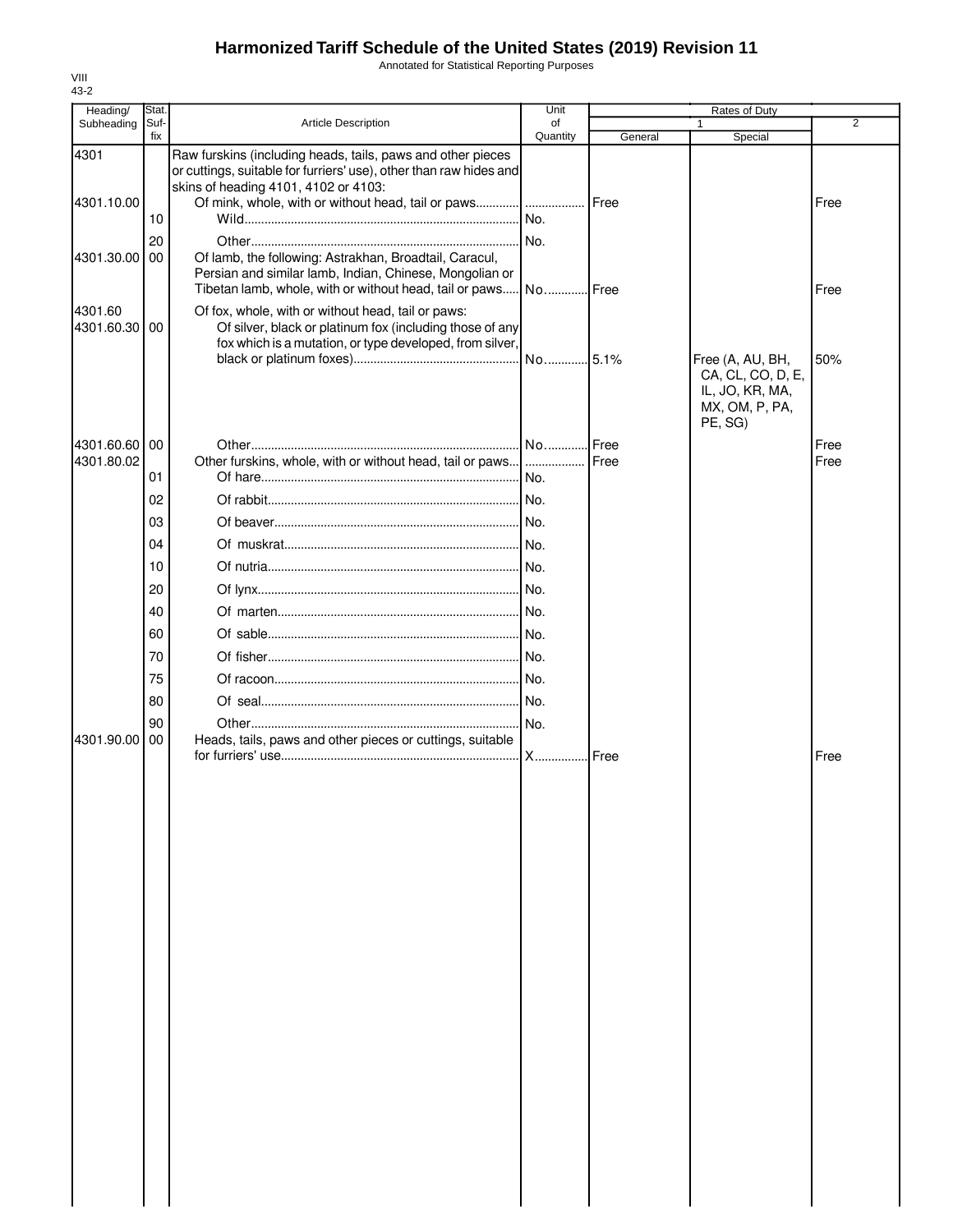# Harmonized Tariff Schedule of the United States (2019) Revision 11

Annotated for Statistical Reporting Purposes

VIII
43-2

| Heading/ Subheading | Stat. Suf- fix | Article Description | Unit of Quantity | Rates of Duty 1 General | Special | 2 |
|---|---|---|---|---|---|---|
| 4301 | | Raw furskins (including heads, tails, paws and other pieces or cuttings, suitable for furriers' use), other than raw hides and skins of heading 4101, 4102 or 4103: | | | | |
| 4301.10.00 | | Of mink, whole, with or without head, tail or paws | | Free | | Free |
| | 10 | Wild | No. | | | |
| | 20 | Other | No. | | | |
| 4301.30.00 | 00 | Of lamb, the following: Astrakhan, Broadtail, Caracul, Persian and similar lamb, Indian, Chinese, Mongolian or Tibetan lamb, whole, with or without head, tail or paws | No. | Free | | Free |
| 4301.60 | | Of fox, whole, with or without head, tail or paws: | | | | |
| 4301.60.30 | 00 | Of silver, black or platinum fox (including those of any fox which is a mutation, or type developed, from silver, black or platinum foxes) | No. | 5.1% | Free (A, AU, BH, CA, CL, CO, D, E, IL, JO, KR, MA, MX, OM, P, PA, PE, SG) | 50% |
| 4301.60.60 | 00 | Other | No. | Free | | Free |
| 4301.80.02 | | Other furskins, whole, with or without head, tail or paws | | Free | | Free |
| | 01 | Of hare | No. | | | |
| | 02 | Of rabbit | No. | | | |
| | 03 | Of beaver | No. | | | |
| | 04 | Of muskrat | No. | | | |
| | 10 | Of nutria | No. | | | |
| | 20 | Of lynx | No. | | | |
| | 40 | Of marten | No. | | | |
| | 60 | Of sable | No. | | | |
| | 70 | Of fisher | No. | | | |
| | 75 | Of racoon | No. | | | |
| | 80 | Of seal | No. | | | |
| | 90 | Other | No. | | | |
| 4301.90.00 | 00 | Heads, tails, paws and other pieces or cuttings, suitable for furriers' use | X | Free | | Free |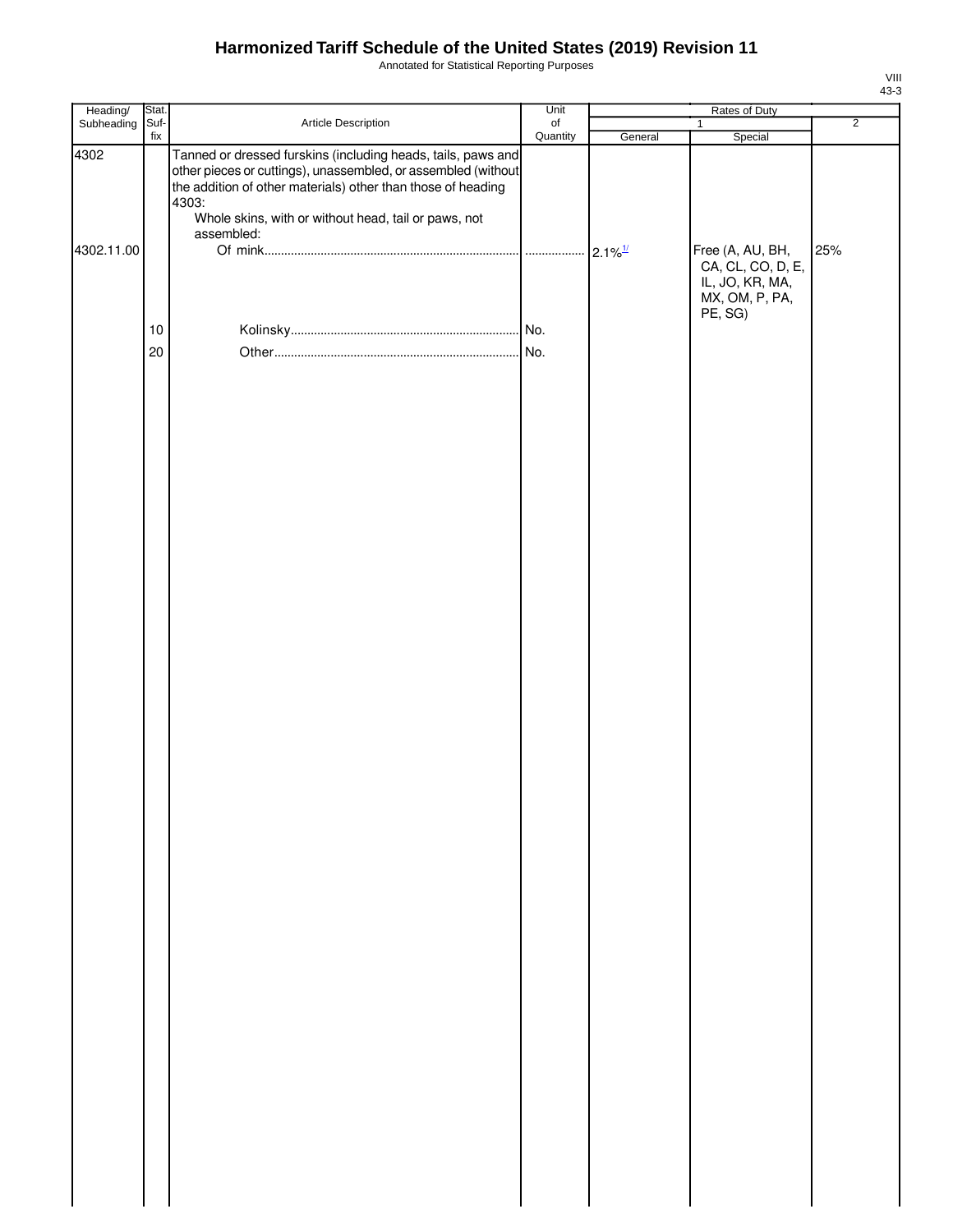# Harmonized Tariff Schedule of the United States (2019) Revision 11

Annotated for Statistical Reporting Purposes

VIII
43-3

| Heading/ Subheading | Stat. Suf- fix | Article Description | Unit of Quantity | Rates of Duty 1 General | Rates of Duty 1 Special | Rates of Duty 2 |
|---|---|---|---|---|---|---|
| 4302 | | Tanned or dressed furskins (including heads, tails, paws and other pieces or cuttings), unassembled, or assembled (without the addition of other materials) other than those of heading 4303: | | | | |
| | | Whole skins, with or without head, tail or paws, not assembled: | | | | |
| 4302.11.00 | | Of mink | | 2.1%[1/] | Free (A, AU, BH, CA, CL, CO, D, E, IL, JO, KR, MA, MX, OM, P, PA, PE, SG) | 25% |
| | 10 | Kolinsky | No. | | | |
| | 20 | Other | No. | | | |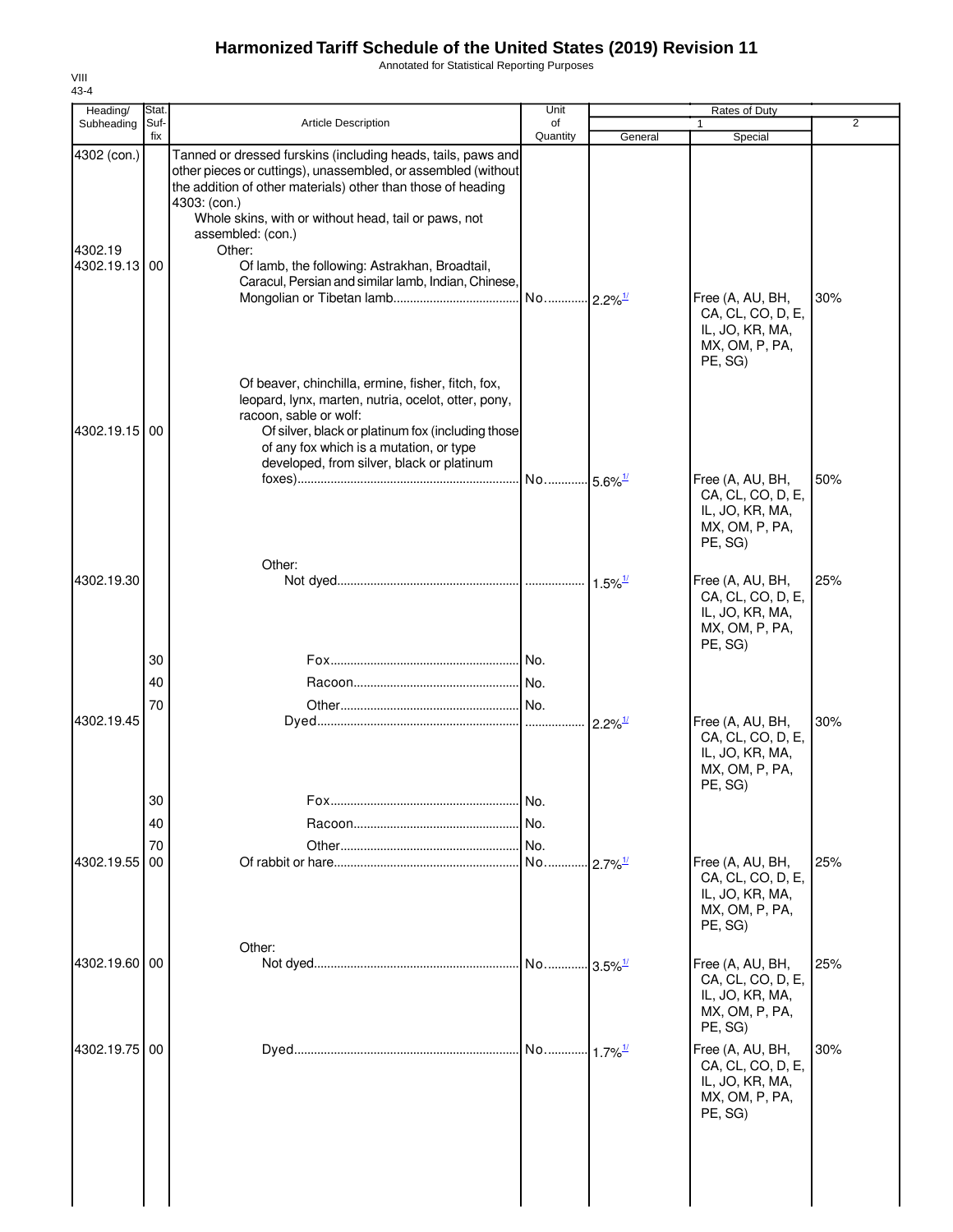# Harmonized Tariff Schedule of the United States (2019) Revision 11

Annotated for Statistical Reporting Purposes

VIII
43-4

| Heading/ Subheading | Stat. Suf- fix | Article Description | Unit of Quantity | Rates of Duty 1 General | Special | 2 |
|---|---|---|---|---|---|---|
| 4302 (con.) | | Tanned or dressed furskins (including heads, tails, paws and other pieces or cuttings), unassembled, or assembled (without the addition of other materials) other than those of heading 4303: (con.) | | | | |
| | | Whole skins, with or without head, tail or paws, not assembled: (con.) | | | | |
| 4302.19 | | Other: | | | | |
| 4302.19.13 | 00 | Of lamb, the following: Astrakhan, Broadtail, Caracul, Persian and similar lamb, Indian, Chinese, Mongolian or Tibetan lamb | No. | 2.2%[1/] | Free (A, AU, BH, CA, CL, CO, D, E, IL, JO, KR, MA, MX, OM, P, PA, PE, SG) | 30% |
| | | Of beaver, chinchilla, ermine, fisher, fitch, fox, leopard, lynx, marten, nutria, ocelot, otter, pony, racoon, sable or wolf: | | | | |
| 4302.19.15 | 00 | Of silver, black or platinum fox (including those of any fox which is a mutation, or type developed, from silver, black or platinum foxes) | No. | 5.6%[1/] | Free (A, AU, BH, CA, CL, CO, D, E, IL, JO, KR, MA, MX, OM, P, PA, PE, SG) | 50% |
| | | Other: | | | | |
| 4302.19.30 | | Not dyed | | 1.5%[1/] | Free (A, AU, BH, CA, CL, CO, D, E, IL, JO, KR, MA, MX, OM, P, PA, PE, SG) | 25% |
| | 30 | Fox | No. | | | |
| | 40 | Racoon | No. | | | |
| | 70 | Other | No. | | | |
| 4302.19.45 | | Dyed | | 2.2%[1/] | Free (A, AU, BH, CA, CL, CO, D, E, IL, JO, KR, MA, MX, OM, P, PA, PE, SG) | 30% |
| | 30 | Fox | No. | | | |
| | 40 | Racoon | No. | | | |
| | 70 | Other | No. | | | |
| 4302.19.55 | 00 | Of rabbit or hare | No. | 2.7%[1/] | Free (A, AU, BH, CA, CL, CO, D, E, IL, JO, KR, MA, MX, OM, P, PA, PE, SG) | 25% |
| | | Other: | | | | |
| 4302.19.60 | 00 | Not dyed | No. | 3.5%[1/] | Free (A, AU, BH, CA, CL, CO, D, E, IL, JO, KR, MA, MX, OM, P, PA, PE, SG) | 25% |
| 4302.19.75 | 00 | Dyed | No. | 1.7%[1/] | Free (A, AU, BH, CA, CL, CO, D, E, IL, JO, KR, MA, MX, OM, P, PA, PE, SG) | 30% |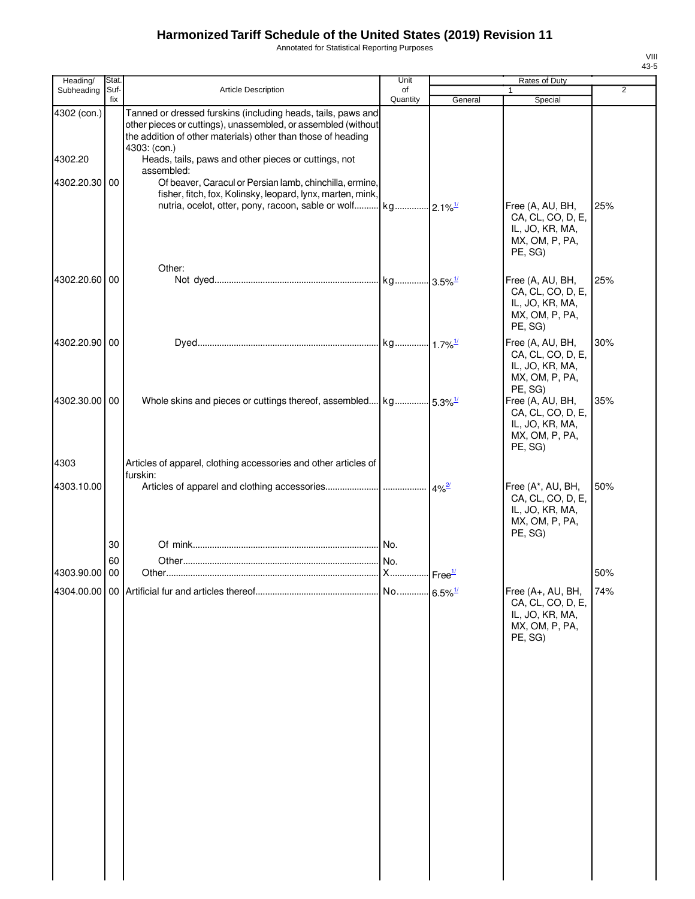# Harmonized Tariff Schedule of the United States (2019) Revision 11

Annotated for Statistical Reporting Purposes

VIII
43-5

| Heading/ Subheading | Stat. Suf-fix | Article Description | Unit of Quantity | Rates of Duty 1 General | Special | 2 |
|---|---|---|---|---|---|---|
| 4302 (con.) | | Tanned or dressed furskins (including heads, tails, paws and other pieces or cuttings), unassembled, or assembled (without the addition of other materials) other than those of heading 4303: (con.) | | | | |
| 4302.20 | | Heads, tails, paws and other pieces or cuttings, not assembled: | | | | |
| 4302.20.30 | 00 | Of beaver, Caracul or Persian lamb, chinchilla, ermine, fisher, fitch, fox, Kolinsky, leopard, lynx, marten, mink, nutria, ocelot, otter, pony, racoon, sable or wolf | kg | 2.1%[1/] | Free (A, AU, BH, CA, CL, CO, D, E, IL, JO, KR, MA, MX, OM, P, PA, PE, SG) | 25% |
| | | Other: | | | | |
| 4302.20.60 | 00 | Not dyed | kg | 3.5%[1/] | Free (A, AU, BH, CA, CL, CO, D, E, IL, JO, KR, MA, MX, OM, P, PA, PE, SG) | 25% |
| 4302.20.90 | 00 | Dyed | kg | 1.7%[1/] | Free (A, AU, BH, CA, CL, CO, D, E, IL, JO, KR, MA, MX, OM, P, PA, PE, SG) | 30% |
| 4302.30.00 | 00 | Whole skins and pieces or cuttings thereof, assembled | kg | 5.3%[1/] | Free (A, AU, BH, CA, CL, CO, D, E, IL, JO, KR, MA, MX, OM, P, PA, PE, SG) | 35% |
| 4303 | | Articles of apparel, clothing accessories and other articles of furskin: | | | | |
| 4303.10.00 | | Articles of apparel and clothing accessories | | 4%[2/] | Free (A*, AU, BH, CA, CL, CO, D, E, IL, JO, KR, MA, MX, OM, P, PA, PE, SG) | 50% |
| | 30 | Of mink | No. | | | |
| | 60 | Other | No. | | | |
| 4303.90.00 | 00 | Other | X | Free[1/] | | 50% |
| 4304.00.00 | 00 | Artificial fur and articles thereof | No. | 6.5%[1/] | Free (A+, AU, BH, CA, CL, CO, D, E, IL, JO, KR, MA, MX, OM, P, PA, PE, SG) | 74% |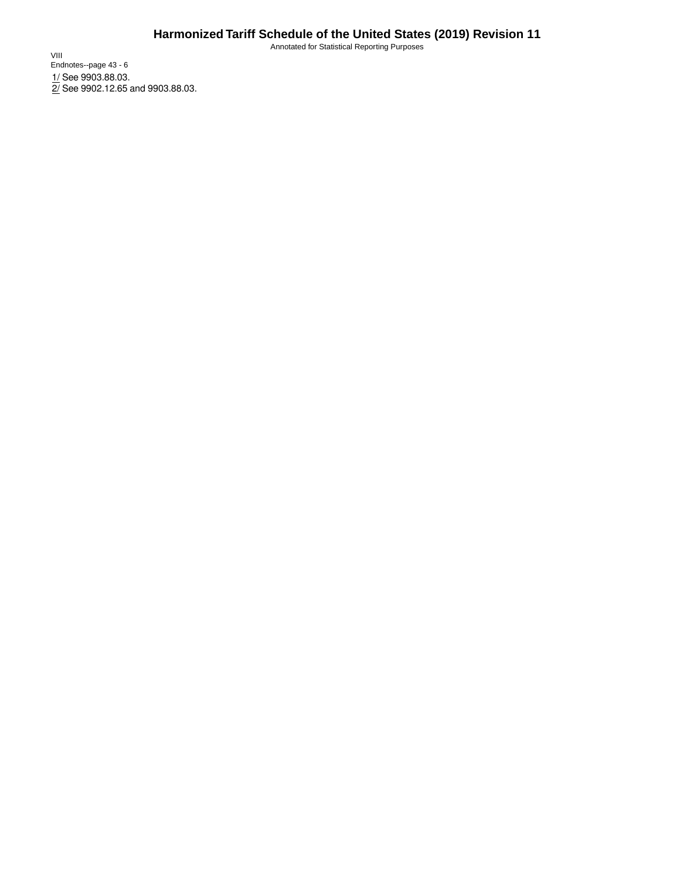1/ See 9903.88.03.

2/ See 9902.12.65 and 9903.88.03.